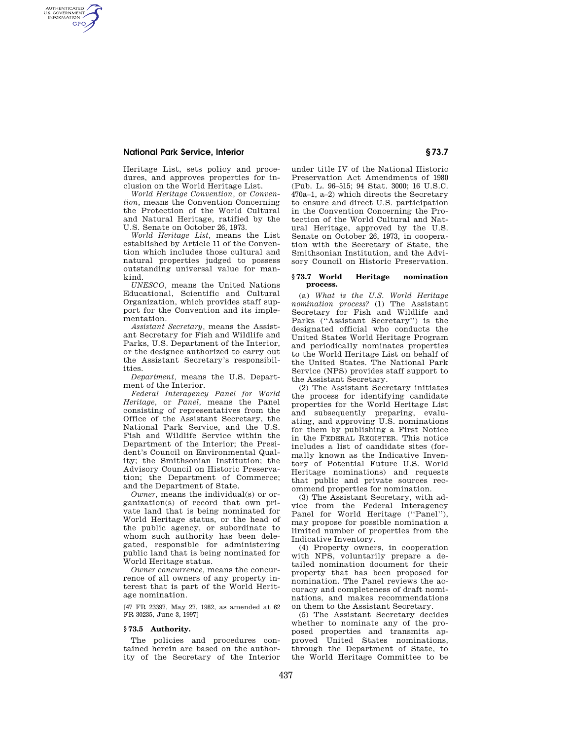Heritage List, sets policy and procedures, and approves properties for inclusion on the World Heritage List.

*World Heritage Convention,* or *Convention,* means the Convention Concerning the Protection of the World Cultural and Natural Heritage, ratified by the U.S. Senate on October 26, 1973.

*World Heritage List,* means the List established by Article 11 of the Convention which includes those cultural and natural properties judged to possess outstanding universal value for mankind.

*UNESCO,* means the United Nations Educational, Scientific and Cultural Organization, which provides staff support for the Convention and its implementation.

*Assistant Secretary,* means the Assistant Secretary for Fish and Wildlife and Parks, U.S. Department of the Interior, or the designee authorized to carry out the Assistant Secretary's responsibilities.

*Department,* means the U.S. Department of the Interior.

*Federal Interagency Panel for World Heritage,* or *Panel,* means the Panel consisting of representatives from the Office of the Assistant Secretary, the National Park Service, and the U.S. Fish and Wildlife Service within the Department of the Interior; the President's Council on Environmental Quality; the Smithsonian Institution; the Advisory Council on Historic Preservation; the Department of Commerce; and the Department of State.

*Owner,* means the individual(s) or organization(s) of record that own private land that is being nominated for World Heritage status, or the head of the public agency, or subordinate to whom such authority has been delegated, responsible for administering public land that is being nominated for World Heritage status.

*Owner concurrence,* means the concurrence of all owners of any property interest that is part of the World Heritage nomination.

[47 FR 23397, May 27, 1982, as amended at 62 FR 30235, June 3, 1997]

## § 73.5 Authority.

The policies and procedures contained herein are based on the authority of the Secretary of the Interior under title IV of the National Historic Preservation Act Amendments of 1980 (Pub. L. 96–515; 94 Stat. 3000; 16 U.S.C. 470a–1, a–2) which directs the Secretary to ensure and direct U.S. participation in the Convention Concerning the Protection of the World Cultural and Natural Heritage, approved by the U.S. Senate on October 26, 1973, in cooperation with the Secretary of State, the Smithsonian Institution, and the Advisory Council on Historic Preservation.

## § 73.7 World Heritage nomination process.

(a) *What is the U.S. World Heritage nomination process?* (1) The Assistant Secretary for Fish and Wildlife and Parks ("Assistant Secretary") is the designated official who conducts the United States World Heritage Program and periodically nominates properties to the World Heritage List on behalf of the United States. The National Park Service (NPS) provides staff support to the Assistant Secretary.

(2) The Assistant Secretary initiates the process for identifying candidate properties for the World Heritage List and subsequently preparing, evaluating, and approving U.S. nominations for them by publishing a First Notice in the FEDERAL REGISTER. This notice includes a list of candidate sites (formally known as the Indicative Inventory of Potential Future U.S. World Heritage nominations) and requests that public and private sources recommend properties for nomination.

(3) The Assistant Secretary, with advice from the Federal Interagency Panel for World Heritage ("Panel"), may propose for possible nomination a limited number of properties from the Indicative Inventory.

(4) Property owners, in cooperation with NPS, voluntarily prepare a detailed nomination document for their property that has been proposed for nomination. The Panel reviews the accuracy and completeness of draft nominations, and makes recommendations on them to the Assistant Secretary.

(5) The Assistant Secretary decides whether to nominate any of the proposed properties and transmits approved United States nominations, through the Department of State, to the World Heritage Committee to be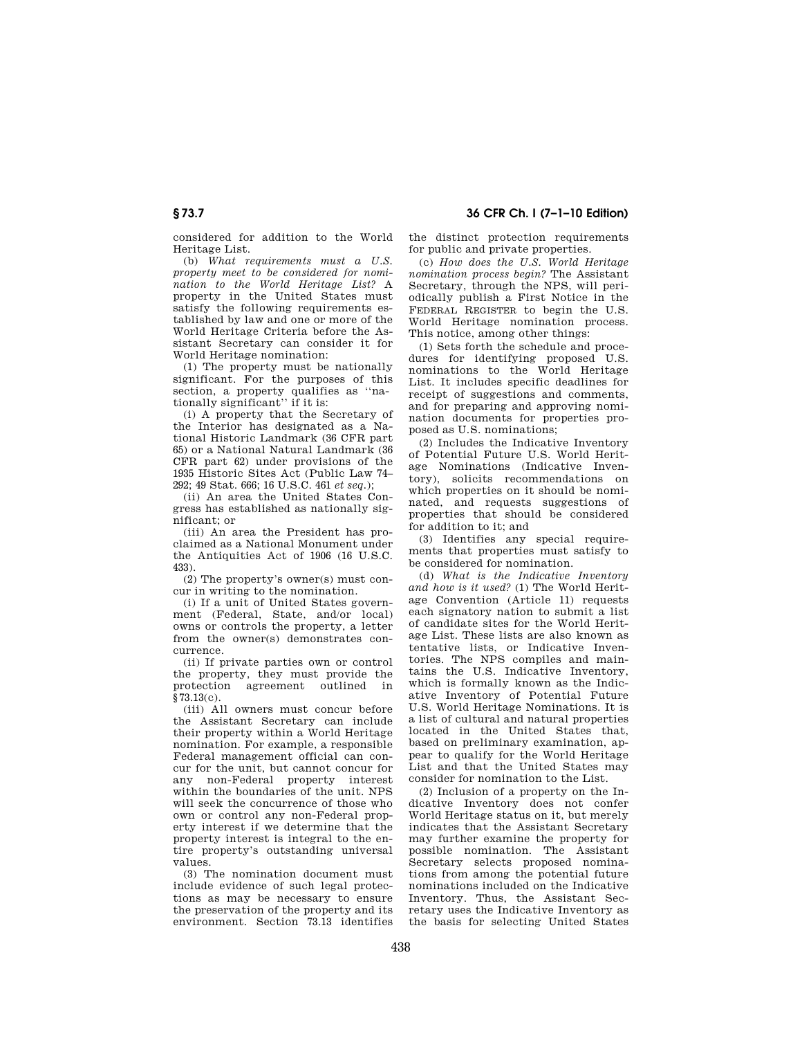considered for addition to the World Heritage List.

(b) *What requirements must a U.S. property meet to be considered for nomination to the World Heritage List?* A property in the United States must satisfy the following requirements established by law and one or more of the World Heritage Criteria before the Assistant Secretary can consider it for World Heritage nomination:

(1) The property must be nationally significant. For the purposes of this section, a property qualifies as ''nationally significant'' if it is:

(i) A property that the Secretary of the Interior has designated as a National Historic Landmark (36 CFR part 65) or a National Natural Landmark (36 CFR part 62) under provisions of the 1935 Historic Sites Act (Public Law 74–292; 49 Stat. 666; 16 U.S.C. 461 *et seq.*);

(ii) An area the United States Congress has established as nationally significant; or

(iii) An area the President has proclaimed as a National Monument under the Antiquities Act of 1906 (16 U.S.C. 433).

(2) The property's owner(s) must concur in writing to the nomination.

(i) If a unit of United States government (Federal, State, and/or local) owns or controls the property, a letter from the owner(s) demonstrates concurrence.

(ii) If private parties own or control the property, they must provide the protection agreement outlined in §73.13(c).

(iii) All owners must concur before the Assistant Secretary can include their property within a World Heritage nomination. For example, a responsible Federal management official can concur for the unit, but cannot concur for any non-Federal property interest within the boundaries of the unit. NPS will seek the concurrence of those who own or control any non-Federal property interest if we determine that the property interest is integral to the entire property's outstanding universal values.

(3) The nomination document must include evidence of such legal protections as may be necessary to ensure the preservation of the property and its environment. Section 73.13 identifies the distinct protection requirements for public and private properties.

(c) *How does the U.S. World Heritage nomination process begin?* The Assistant Secretary, through the NPS, will periodically publish a First Notice in the FEDERAL REGISTER to begin the U.S. World Heritage nomination process. This notice, among other things:

(1) Sets forth the schedule and procedures for identifying proposed U.S. nominations to the World Heritage List. It includes specific deadlines for receipt of suggestions and comments, and for preparing and approving nomination documents for properties proposed as U.S. nominations;

(2) Includes the Indicative Inventory of Potential Future U.S. World Heritage Nominations (Indicative Inventory), solicits recommendations on which properties on it should be nominated, and requests suggestions of properties that should be considered for addition to it; and

(3) Identifies any special requirements that properties must satisfy to be considered for nomination.

(d) *What is the Indicative Inventory and how is it used?* (1) The World Heritage Convention (Article 11) requests each signatory nation to submit a list of candidate sites for the World Heritage List. These lists are also known as tentative lists, or Indicative Inventories. The NPS compiles and maintains the U.S. Indicative Inventory, which is formally known as the Indicative Inventory of Potential Future U.S. World Heritage Nominations. It is a list of cultural and natural properties located in the United States that, based on preliminary examination, appear to qualify for the World Heritage List and that the United States may consider for nomination to the List.

(2) Inclusion of a property on the Indicative Inventory does not confer World Heritage status on it, but merely indicates that the Assistant Secretary may further examine the property for possible nomination. The Assistant Secretary selects proposed nominations from among the potential future nominations included on the Indicative Inventory. Thus, the Assistant Secretary uses the Indicative Inventory as the basis for selecting United States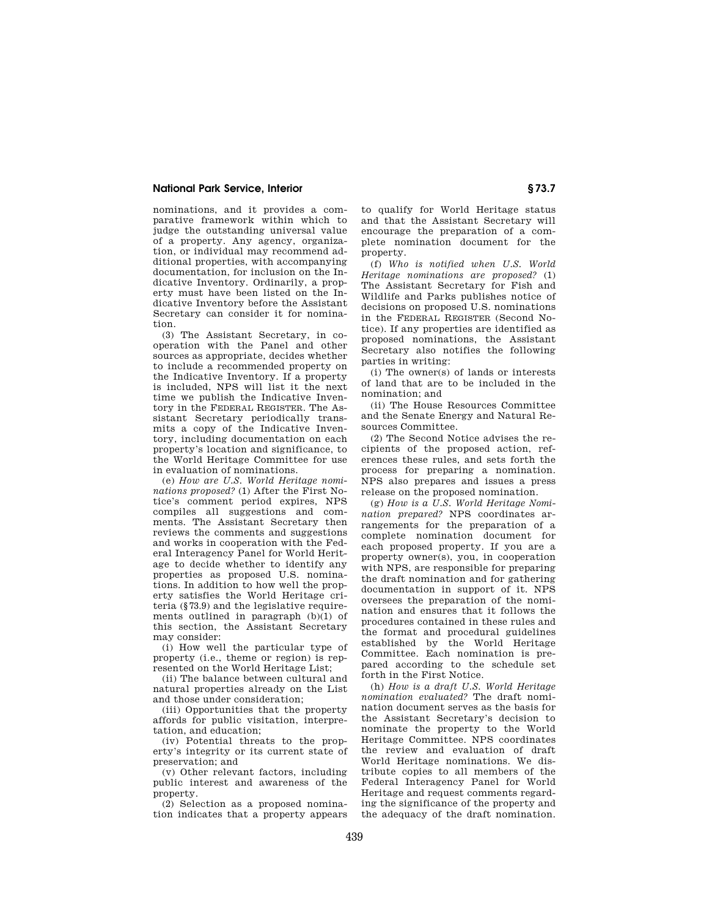nominations, and it provides a comparative framework within which to judge the outstanding universal value of a property. Any agency, organization, or individual may recommend additional properties, with accompanying documentation, for inclusion on the Indicative Inventory. Ordinarily, a property must have been listed on the Indicative Inventory before the Assistant Secretary can consider it for nomination.

(3) The Assistant Secretary, in cooperation with the Panel and other sources as appropriate, decides whether to include a recommended property on the Indicative Inventory. If a property is included, NPS will list it the next time we publish the Indicative Inventory in the FEDERAL REGISTER. The Assistant Secretary periodically transmits a copy of the Indicative Inventory, including documentation on each property's location and significance, to the World Heritage Committee for use in evaluation of nominations.

(e) *How are U.S. World Heritage nominations proposed?* (1) After the First Notice's comment period expires, NPS compiles all suggestions and comments. The Assistant Secretary then reviews the comments and suggestions and works in cooperation with the Federal Interagency Panel for World Heritage to decide whether to identify any properties as proposed U.S. nominations. In addition to how well the property satisfies the World Heritage criteria (§73.9) and the legislative requirements outlined in paragraph (b)(1) of this section, the Assistant Secretary may consider:

(i) How well the particular type of property (i.e., theme or region) is represented on the World Heritage List;

(ii) The balance between cultural and natural properties already on the List and those under consideration;

(iii) Opportunities that the property affords for public visitation, interpretation, and education;

(iv) Potential threats to the property's integrity or its current state of preservation; and

(v) Other relevant factors, including public interest and awareness of the property.

(2) Selection as a proposed nomination indicates that a property appears to qualify for World Heritage status and that the Assistant Secretary will encourage the preparation of a complete nomination document for the property.

(f) *Who is notified when U.S. World Heritage nominations are proposed?* (1) The Assistant Secretary for Fish and Wildlife and Parks publishes notice of decisions on proposed U.S. nominations in the FEDERAL REGISTER (Second Notice). If any properties are identified as proposed nominations, the Assistant Secretary also notifies the following parties in writing:

(i) The owner(s) of lands or interests of land that are to be included in the nomination; and

(ii) The House Resources Committee and the Senate Energy and Natural Resources Committee.

(2) The Second Notice advises the recipients of the proposed action, references these rules, and sets forth the process for preparing a nomination. NPS also prepares and issues a press release on the proposed nomination.

(g) *How is a U.S. World Heritage Nomination prepared?* NPS coordinates arrangements for the preparation of a complete nomination document for each proposed property. If you are a property owner(s), you, in cooperation with NPS, are responsible for preparing the draft nomination and for gathering documentation in support of it. NPS oversees the preparation of the nomination and ensures that it follows the procedures contained in these rules and the format and procedural guidelines established by the World Heritage Committee. Each nomination is prepared according to the schedule set forth in the First Notice.

(h) *How is a draft U.S. World Heritage nomination evaluated?* The draft nomination document serves as the basis for the Assistant Secretary's decision to nominate the property to the World Heritage Committee. NPS coordinates the review and evaluation of draft World Heritage nominations. We distribute copies to all members of the Federal Interagency Panel for World Heritage and request comments regarding the significance of the property and the adequacy of the draft nomination.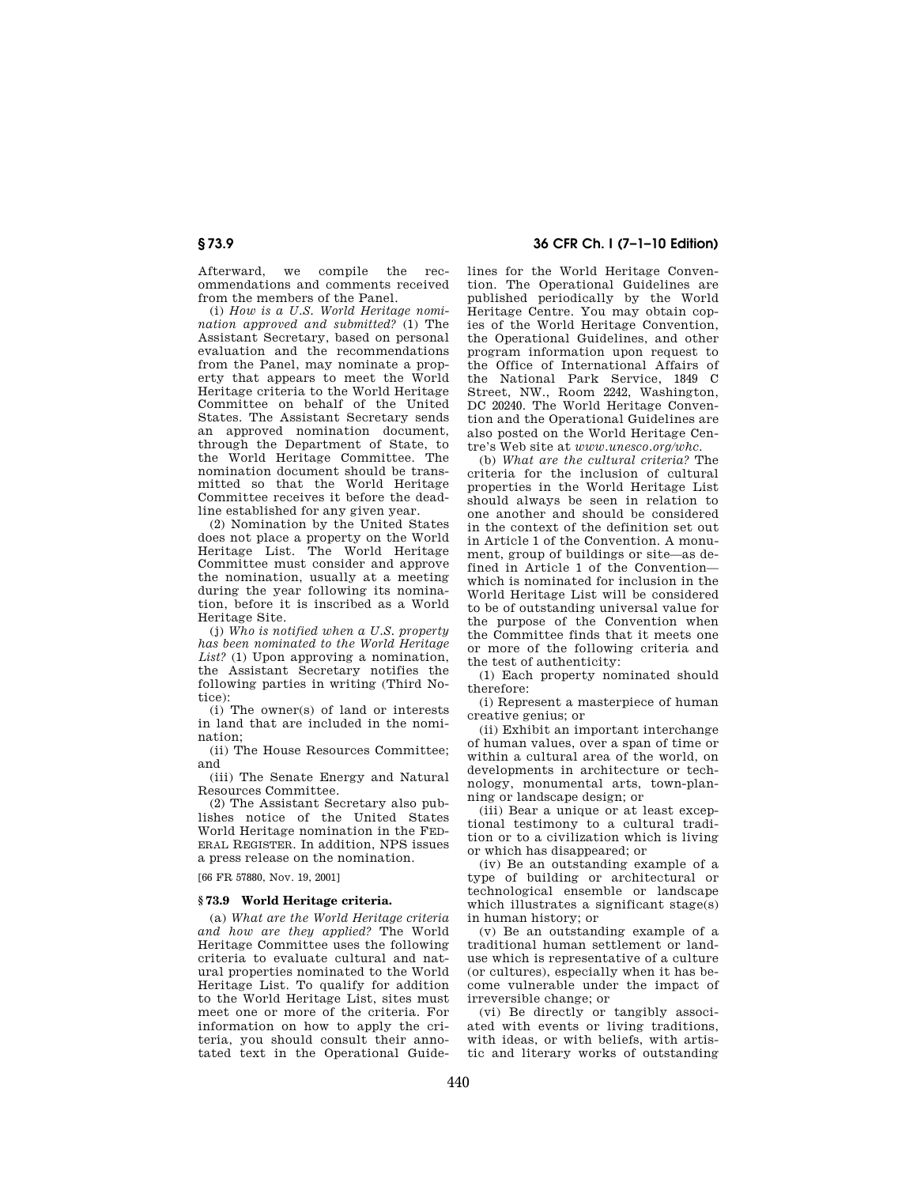Afterward, we compile the recommendations and comments received from the members of the Panel.

(i) *How is a U.S. World Heritage nomination approved and submitted?* (1) The Assistant Secretary, based on personal evaluation and the recommendations from the Panel, may nominate a property that appears to meet the World Heritage criteria to the World Heritage Committee on behalf of the United States. The Assistant Secretary sends an approved nomination document, through the Department of State, to the World Heritage Committee. The nomination document should be transmitted so that the World Heritage Committee receives it before the deadline established for any given year.

(2) Nomination by the United States does not place a property on the World Heritage List. The World Heritage Committee must consider and approve the nomination, usually at a meeting during the year following its nomination, before it is inscribed as a World Heritage Site.

(j) *Who is notified when a U.S. property has been nominated to the World Heritage List?* (1) Upon approving a nomination, the Assistant Secretary notifies the following parties in writing (Third Notice):

(i) The owner(s) of land or interests in land that are included in the nomination;

(ii) The House Resources Committee; and

(iii) The Senate Energy and Natural Resources Committee.

(2) The Assistant Secretary also publishes notice of the United States World Heritage nomination in the FEDERAL REGISTER. In addition, NPS issues a press release on the nomination.

[66 FR 57880, Nov. 19, 2001]

## § 73.9 World Heritage criteria.

(a) *What are the World Heritage criteria and how are they applied?* The World Heritage Committee uses the following criteria to evaluate cultural and natural properties nominated to the World Heritage List. To qualify for addition to the World Heritage List, sites must meet one or more of the criteria. For information on how to apply the criteria, you should consult their annotated text in the Operational Guidelines for the World Heritage Convention. The Operational Guidelines are published periodically by the World Heritage Centre. You may obtain copies of the World Heritage Convention, the Operational Guidelines, and other program information upon request to the Office of International Affairs of the National Park Service, 1849 C Street, NW., Room 2242, Washington, DC 20240. The World Heritage Convention and the Operational Guidelines are also posted on the World Heritage Centre's Web site at *www.unesco.org/whc.*

(b) *What are the cultural criteria?* The criteria for the inclusion of cultural properties in the World Heritage List should always be seen in relation to one another and should be considered in the context of the definition set out in Article 1 of the Convention. A monument, group of buildings or site—as defined in Article 1 of the Convention—which is nominated for inclusion in the World Heritage List will be considered to be of outstanding universal value for the purpose of the Convention when the Committee finds that it meets one or more of the following criteria and the test of authenticity:

(1) Each property nominated should therefore:

(i) Represent a masterpiece of human creative genius; or

(ii) Exhibit an important interchange of human values, over a span of time or within a cultural area of the world, on developments in architecture or technology, monumental arts, town-planning or landscape design; or

(iii) Bear a unique or at least exceptional testimony to a cultural tradition or to a civilization which is living or which has disappeared; or

(iv) Be an outstanding example of a type of building or architectural or technological ensemble or landscape which illustrates a significant stage(s) in human history; or

(v) Be an outstanding example of a traditional human settlement or land-use which is representative of a culture (or cultures), especially when it has become vulnerable under the impact of irreversible change; or

(vi) Be directly or tangibly associated with events or living traditions, with ideas, or with beliefs, with artistic and literary works of outstanding